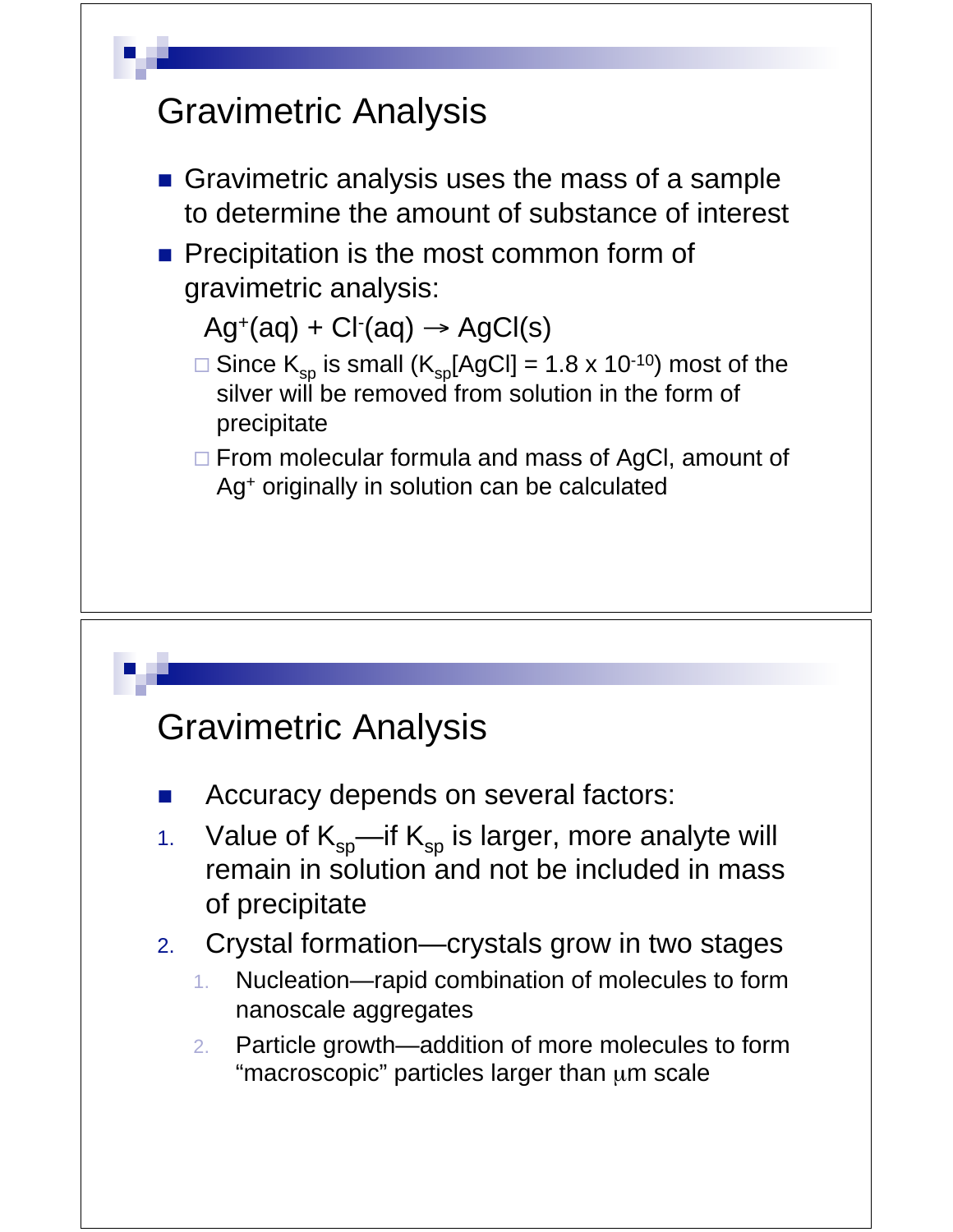# Gravimetric Analysis

- Gravimetric analysis uses the mass of a sample to determine the amount of substance of interest
- Precipitation is the most common form of gravimetric analysis:

  $Ag^+(aq) + Cl^-(aq) \rightarrow AgCl(s)$

  - Since $K_{sp}$ is small ($K_{sp}[AgCl] = 1.8 \times 10^{-10}$) most of the silver will be removed from solution in the form of precipitate
  - From molecular formula and mass of AgCl, amount of $Ag^+$ originally in solution can be calculated

# Gravimetric Analysis

- Accuracy depends on several factors:

1. Value of $K_{sp}$—if $K_{sp}$ is larger, more analyte will remain in solution and not be included in mass of precipitate
2. Crystal formation—crystals grow in two stages
   1. Nucleation—rapid combination of molecules to form nanoscale aggregates
   2. Particle growth—addition of more molecules to form "macroscopic" particles larger than $\mu$m scale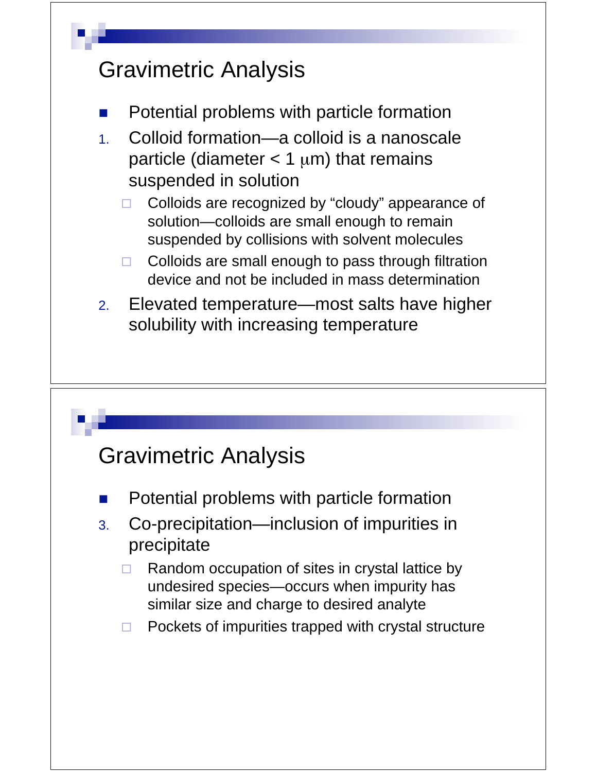## Gravimetric Analysis

- Potential problems with particle formation

1. Colloid formation—a colloid is a nanoscale particle (diameter < 1 $\mu$m) that remains suspended in solution
   - Colloids are recognized by "cloudy" appearance of solution—colloids are small enough to remain suspended by collisions with solvent molecules
   - Colloids are small enough to pass through filtration device and not be included in mass determination
2. Elevated temperature—most salts have higher solubility with increasing temperature

## Gravimetric Analysis

- Potential problems with particle formation

3. Co-precipitation—inclusion of impurities in precipitate
   - Random occupation of sites in crystal lattice by undesired species—occurs when impurity has similar size and charge to desired analyte
   - Pockets of impurities trapped with crystal structure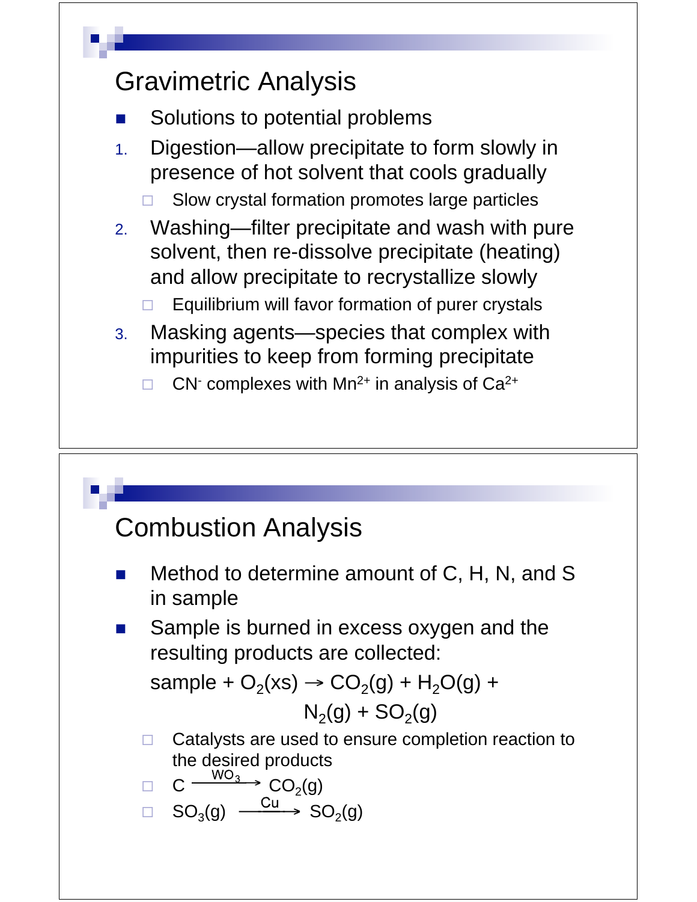## Gravimetric Analysis

- Solutions to potential problems

1. Digestion—allow precipitate to form slowly in presence of hot solvent that cools gradually
   - Slow crystal formation promotes large particles
2. Washing—filter precipitate and wash with pure solvent, then re-dissolve precipitate (heating) and allow precipitate to recrystallize slowly
   - Equilibrium will favor formation of purer crystals
3. Masking agents—species that complex with impurities to keep from forming precipitate
   - $CN^-$ complexes with $Mn^{2+}$ in analysis of $Ca^{2+}$

## Combustion Analysis

- Method to determine amount of C, H, N, and S in sample
- Sample is burned in excess oxygen and the resulting products are collected:

  $$\text{sample} + O_2(xs) \rightarrow CO_2(g) + H_2O(g) + N_2(g) + SO_2(g)$$

  - Catalysts are used to ensure completion reaction to the desired products
  - $C \xrightarrow{WO_3} CO_2(g)$
  - $SO_3(g) \xrightarrow{Cu} SO_2(g)$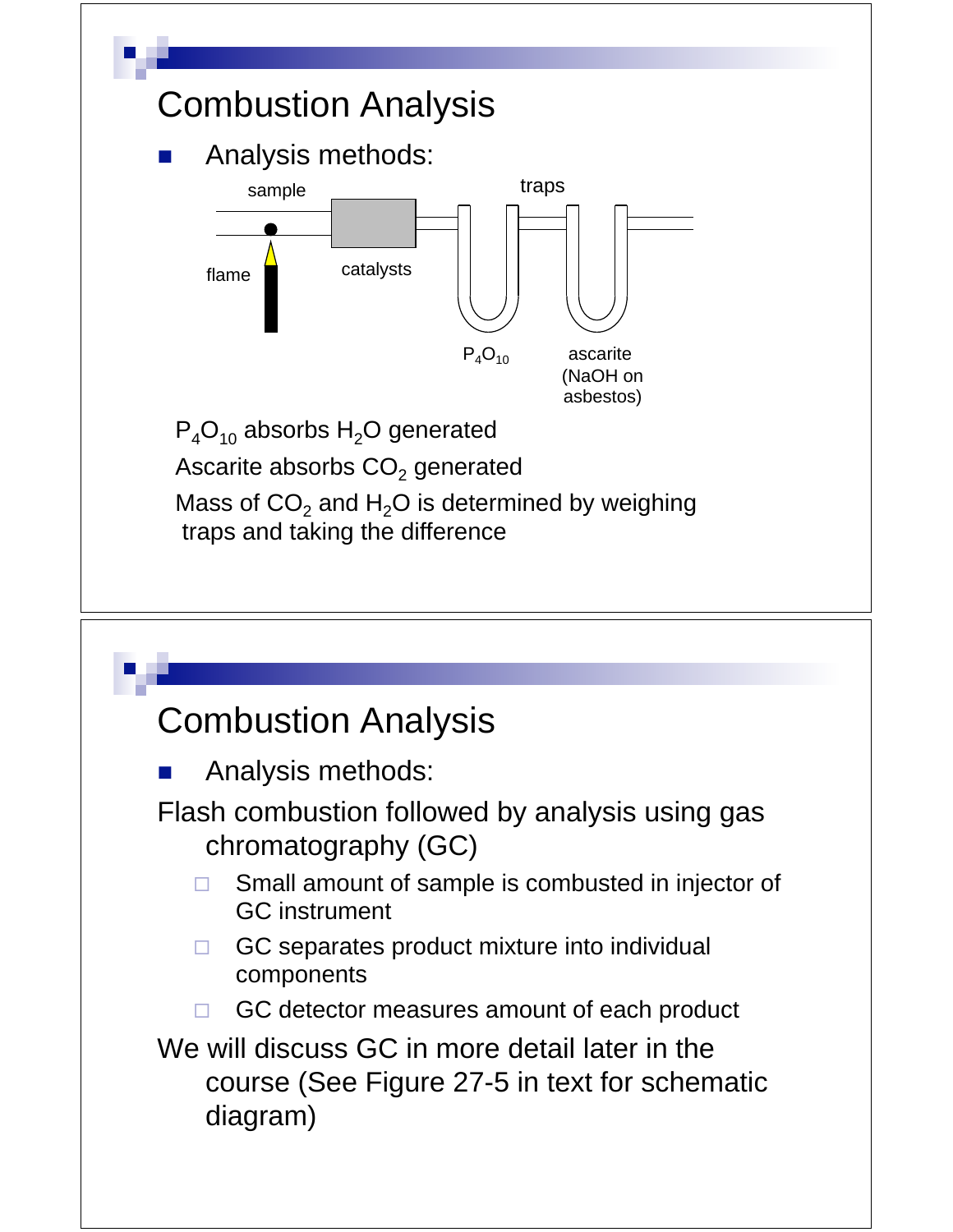## Combustion Analysis

- Analysis methods:

sample

traps

flame

catalysts

$P_4O_{10}$

ascarite (NaOH on asbestos)

$P_4O_{10}$ absorbs $H_2O$ generated

Ascarite absorbs $CO_2$ generated

Mass of $CO_2$ and $H_2O$ is determined by weighing traps and taking the difference

## Combustion Analysis

- Analysis methods:

Flash combustion followed by analysis using gas chromatography (GC)

- Small amount of sample is combusted in injector of GC instrument
- GC separates product mixture into individual components
- GC detector measures amount of each product

We will discuss GC in more detail later in the course (See Figure 27-5 in text for schematic diagram)